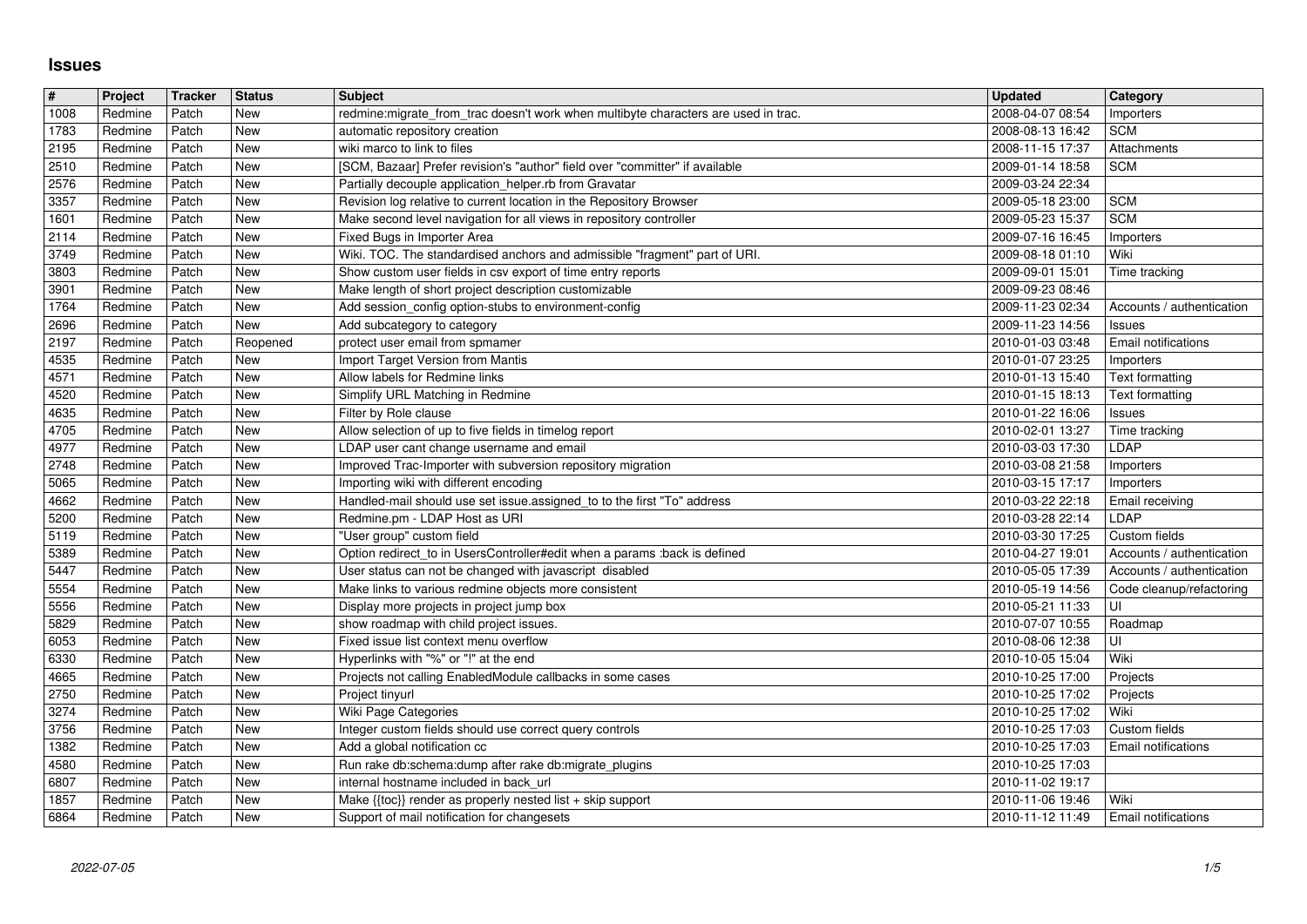# Issues

| # | Project | Tracker | Status | Subject | Updated | Category |
|---|---|---|---|---|---|---|
| 1008 | Redmine | Patch | New | redmine:migrate_from_trac doesn't work when multibyte characters are used in trac. | 2008-04-07 08:54 | Importers |
| 1783 | Redmine | Patch | New | automatic repository creation | 2008-08-13 16:42 | SCM |
| 2195 | Redmine | Patch | New | wiki marco to link to files | 2008-11-15 17:37 | Attachments |
| 2510 | Redmine | Patch | New | [SCM, Bazaar] Prefer revision's "author" field over "committer" if available | 2009-01-14 18:58 | SCM |
| 2576 | Redmine | Patch | New | Partially decouple application_helper.rb from Gravatar | 2009-03-24 22:34 | |
| 3357 | Redmine | Patch | New | Revision log relative to current location in the Repository Browser | 2009-05-18 23:00 | SCM |
| 1601 | Redmine | Patch | New | Make second level navigation for all views in repository controller | 2009-05-23 15:37 | SCM |
| 2114 | Redmine | Patch | New | Fixed Bugs in Importer Area | 2009-07-16 16:45 | Importers |
| 3749 | Redmine | Patch | New | Wiki. TOC. The standardised anchors and admissible "fragment" part of URI. | 2009-08-18 01:10 | Wiki |
| 3803 | Redmine | Patch | New | Show custom user fields in csv export of time entry reports | 2009-09-01 15:01 | Time tracking |
| 3901 | Redmine | Patch | New | Make length of short project description customizable | 2009-09-23 08:46 | |
| 1764 | Redmine | Patch | New | Add session_config option-stubs to environment-config | 2009-11-23 02:34 | Accounts / authentication |
| 2696 | Redmine | Patch | New | Add subcategory to category | 2009-11-23 14:56 | Issues |
| 2197 | Redmine | Patch | Reopened | protect user email from spmamer | 2010-01-03 03:48 | Email notifications |
| 4535 | Redmine | Patch | New | Import Target Version from Mantis | 2010-01-07 23:25 | Importers |
| 4571 | Redmine | Patch | New | Allow labels for Redmine links | 2010-01-13 15:40 | Text formatting |
| 4520 | Redmine | Patch | New | Simplify URL Matching in Redmine | 2010-01-15 18:13 | Text formatting |
| 4635 | Redmine | Patch | New | Filter by Role clause | 2010-01-22 16:06 | Issues |
| 4705 | Redmine | Patch | New | Allow selection of up to five fields in timelog report | 2010-02-01 13:27 | Time tracking |
| 4977 | Redmine | Patch | New | LDAP user cant change username and email | 2010-03-03 17:30 | LDAP |
| 2748 | Redmine | Patch | New | Improved Trac-Importer with subversion repository migration | 2010-03-08 21:58 | Importers |
| 5065 | Redmine | Patch | New | Importing wiki with different encoding | 2010-03-15 17:17 | Importers |
| 4662 | Redmine | Patch | New | Handled-mail should use set issue.assigned_to to the first "To" address | 2010-03-22 22:18 | Email receiving |
| 5200 | Redmine | Patch | New | Redmine.pm - LDAP Host as URI | 2010-03-28 22:14 | LDAP |
| 5119 | Redmine | Patch | New | "User group" custom field | 2010-03-30 17:25 | Custom fields |
| 5389 | Redmine | Patch | New | Option redirect_to in UsersController#edit when a params :back is defined | 2010-04-27 19:01 | Accounts / authentication |
| 5447 | Redmine | Patch | New | User status can not be changed with javascript disabled | 2010-05-05 17:39 | Accounts / authentication |
| 5554 | Redmine | Patch | New | Make links to various redmine objects more consistent | 2010-05-19 14:56 | Code cleanup/refactoring |
| 5556 | Redmine | Patch | New | Display more projects in project jump box | 2010-05-21 11:33 | UI |
| 5829 | Redmine | Patch | New | show roadmap with child project issues. | 2010-07-07 10:55 | Roadmap |
| 6053 | Redmine | Patch | New | Fixed issue list context menu overflow | 2010-08-06 12:38 | UI |
| 6330 | Redmine | Patch | New | Hyperlinks with "%" or "!" at the end | 2010-10-05 15:04 | Wiki |
| 4665 | Redmine | Patch | New | Projects not calling EnabledModule callbacks in some cases | 2010-10-25 17:00 | Projects |
| 2750 | Redmine | Patch | New | Project tinyurl | 2010-10-25 17:02 | Projects |
| 3274 | Redmine | Patch | New | Wiki Page Categories | 2010-10-25 17:02 | Wiki |
| 3756 | Redmine | Patch | New | Integer custom fields should use correct query controls | 2010-10-25 17:03 | Custom fields |
| 1382 | Redmine | Patch | New | Add a global notification cc | 2010-10-25 17:03 | Email notifications |
| 4580 | Redmine | Patch | New | Run rake db:schema:dump after rake db:migrate_plugins | 2010-10-25 17:03 | |
| 6807 | Redmine | Patch | New | internal hostname included in back_url | 2010-11-02 19:17 | |
| 1857 | Redmine | Patch | New | Make {{toc}} render as properly nested list + skip support | 2010-11-06 19:46 | Wiki |
| 6864 | Redmine | Patch | New | Support of mail notification for changesets | 2010-11-12 11:49 | Email notifications |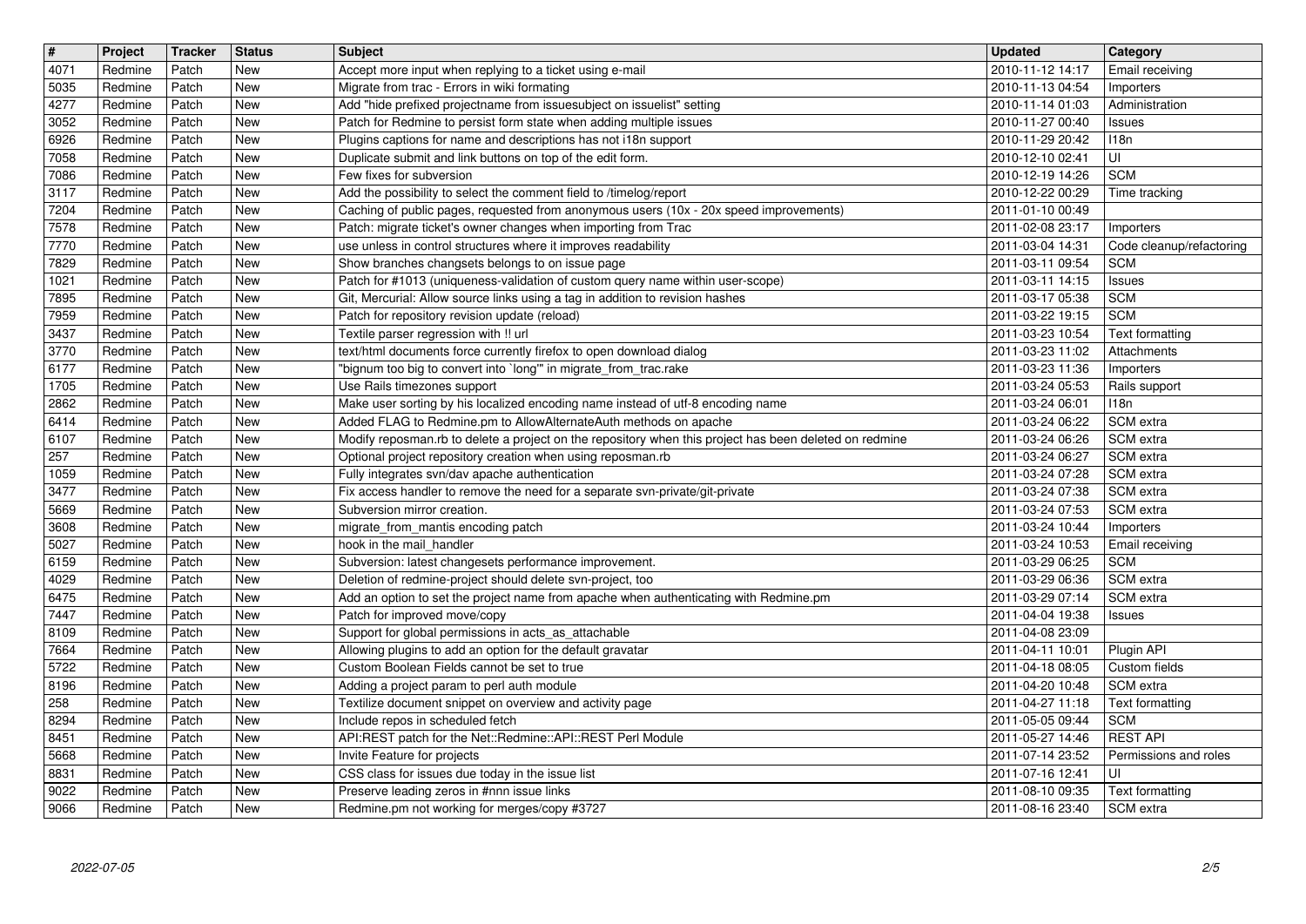| # | Project | Tracker | Status | Subject | Updated | Category |
|---|---|---|---|---|---|---|
| 4071 | Redmine | Patch | New | Accept more input when replying to a ticket using e-mail | 2010-11-12 14:17 | Email receiving |
| 5035 | Redmine | Patch | New | Migrate from trac - Errors in wiki formating | 2010-11-13 04:54 | Importers |
| 4277 | Redmine | Patch | New | Add "hide prefixed projectname from issuesubject on issuelist" setting | 2010-11-14 01:03 | Administration |
| 3052 | Redmine | Patch | New | Patch for Redmine to persist form state when adding multiple issues | 2010-11-27 00:40 | Issues |
| 6926 | Redmine | Patch | New | Plugins captions for name and descriptions has not i18n support | 2010-11-29 20:42 | I18n |
| 7058 | Redmine | Patch | New | Duplicate submit and link buttons on top of the edit form. | 2010-12-10 02:41 | UI |
| 7086 | Redmine | Patch | New | Few fixes for subversion | 2010-12-19 14:26 | SCM |
| 3117 | Redmine | Patch | New | Add the possibility to select the comment field to /timelog/report | 2010-12-22 00:29 | Time tracking |
| 7204 | Redmine | Patch | New | Caching of public pages, requested from anonymous users (10x - 20x speed improvements) | 2011-01-10 00:49 | |
| 7578 | Redmine | Patch | New | Patch: migrate ticket's owner changes when importing from Trac | 2011-02-08 23:17 | Importers |
| 7770 | Redmine | Patch | New | use unless in control structures where it improves readability | 2011-03-04 14:31 | Code cleanup/refactoring |
| 7829 | Redmine | Patch | New | Show branches changsets belongs to on issue page | 2011-03-11 09:54 | SCM |
| 1021 | Redmine | Patch | New | Patch for #1013 (uniqueness-validation of custom query name within user-scope) | 2011-03-11 14:15 | Issues |
| 7895 | Redmine | Patch | New | Git, Mercurial: Allow source links using a tag in addition to revision hashes | 2011-03-17 05:38 | SCM |
| 7959 | Redmine | Patch | New | Patch for repository revision update (reload) | 2011-03-22 19:15 | SCM |
| 3437 | Redmine | Patch | New | Textile parser regression with !! url | 2011-03-23 10:54 | Text formatting |
| 3770 | Redmine | Patch | New | text/html documents force currently firefox to open download dialog | 2011-03-23 11:02 | Attachments |
| 6177 | Redmine | Patch | New | "bignum too big to convert into `long'" in migrate_from_trac.rake | 2011-03-23 11:36 | Importers |
| 1705 | Redmine | Patch | New | Use Rails timezones support | 2011-03-24 05:53 | Rails support |
| 2862 | Redmine | Patch | New | Make user sorting by his localized encoding name instead of utf-8 encoding name | 2011-03-24 06:01 | I18n |
| 6414 | Redmine | Patch | New | Added FLAG to Redmine.pm to AllowAlternateAuth methods on apache | 2011-03-24 06:22 | SCM extra |
| 6107 | Redmine | Patch | New | Modify reposman.rb to delete a project on the repository when this project has been deleted on redmine | 2011-03-24 06:26 | SCM extra |
| 257 | Redmine | Patch | New | Optional project repository creation when using reposman.rb | 2011-03-24 06:27 | SCM extra |
| 1059 | Redmine | Patch | New | Fully integrates svn/dav apache authentication | 2011-03-24 07:28 | SCM extra |
| 3477 | Redmine | Patch | New | Fix access handler to remove the need for a separate svn-private/git-private | 2011-03-24 07:38 | SCM extra |
| 5669 | Redmine | Patch | New | Subversion mirror creation. | 2011-03-24 07:53 | SCM extra |
| 3608 | Redmine | Patch | New | migrate_from_mantis encoding patch | 2011-03-24 10:44 | Importers |
| 5027 | Redmine | Patch | New | hook in the mail_handler | 2011-03-24 10:53 | Email receiving |
| 6159 | Redmine | Patch | New | Subversion: latest changesets performance improvement. | 2011-03-29 06:25 | SCM |
| 4029 | Redmine | Patch | New | Deletion of redmine-project should delete svn-project, too | 2011-03-29 06:36 | SCM extra |
| 6475 | Redmine | Patch | New | Add an option to set the project name from apache when authenticating with Redmine.pm | 2011-03-29 07:14 | SCM extra |
| 7447 | Redmine | Patch | New | Patch for improved move/copy | 2011-04-04 19:38 | Issues |
| 8109 | Redmine | Patch | New | Support for global permissions in acts_as_attachable | 2011-04-08 23:09 | |
| 7664 | Redmine | Patch | New | Allowing plugins to add an option for the default gravatar | 2011-04-11 10:01 | Plugin API |
| 5722 | Redmine | Patch | New | Custom Boolean Fields cannot be set to true | 2011-04-18 08:05 | Custom fields |
| 8196 | Redmine | Patch | New | Adding a project param to perl auth module | 2011-04-20 10:48 | SCM extra |
| 258 | Redmine | Patch | New | Textilize document snippet on overview and activity page | 2011-04-27 11:18 | Text formatting |
| 8294 | Redmine | Patch | New | Include repos in scheduled fetch | 2011-05-05 09:44 | SCM |
| 8451 | Redmine | Patch | New | API:REST patch for the Net::Redmine::API::REST Perl Module | 2011-05-27 14:46 | REST API |
| 5668 | Redmine | Patch | New | Invite Feature for projects | 2011-07-14 23:52 | Permissions and roles |
| 8831 | Redmine | Patch | New | CSS class for issues due today in the issue list | 2011-07-16 12:41 | UI |
| 9022 | Redmine | Patch | New | Preserve leading zeros in #nnn issue links | 2011-08-10 09:35 | Text formatting |
| 9066 | Redmine | Patch | New | Redmine.pm not working for merges/copy #3727 | 2011-08-16 23:40 | SCM extra |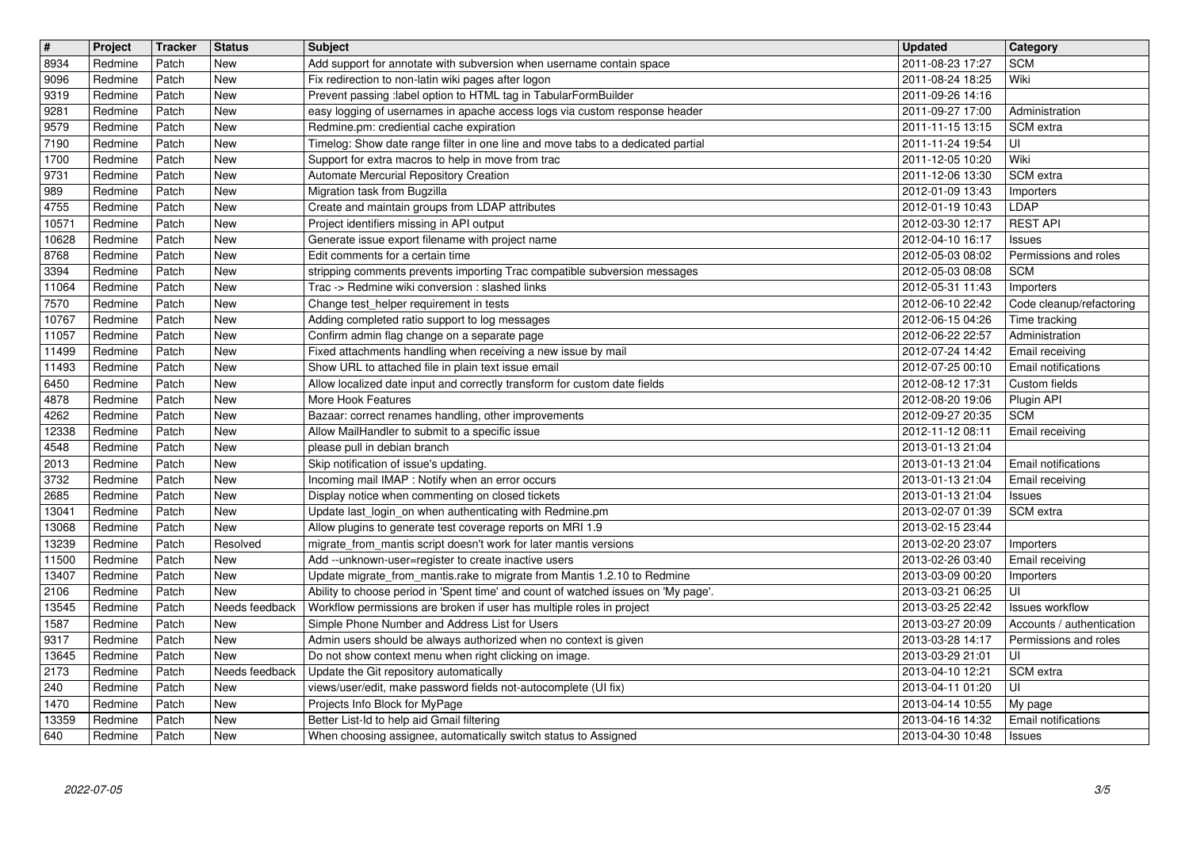| # | Project | Tracker | Status | Subject | Updated | Category |
|---|---|---|---|---|---|---|
| 8934 | Redmine | Patch | New | Add support for annotate with subversion when username contain space | 2011-08-23 17:27 | SCM |
| 9096 | Redmine | Patch | New | Fix redirection to non-latin wiki pages after logon | 2011-08-24 18:25 | Wiki |
| 9319 | Redmine | Patch | New | Prevent passing :label option to HTML tag in TabularFormBuilder | 2011-09-26 14:16 | |
| 9281 | Redmine | Patch | New | easy logging of usernames in apache access logs via custom response header | 2011-09-27 17:00 | Administration |
| 9579 | Redmine | Patch | New | Redmine.pm: crediential cache expiration | 2011-11-15 13:15 | SCM extra |
| 7190 | Redmine | Patch | New | Timelog: Show date range filter in one line and move tabs to a dedicated partial | 2011-11-24 19:54 | UI |
| 1700 | Redmine | Patch | New | Support for extra macros to help in move from trac | 2011-12-05 10:20 | Wiki |
| 9731 | Redmine | Patch | New | Automate Mercurial Repository Creation | 2011-12-06 13:30 | SCM extra |
| 989 | Redmine | Patch | New | Migration task from Bugzilla | 2012-01-09 13:43 | Importers |
| 4755 | Redmine | Patch | New | Create and maintain groups from LDAP attributes | 2012-01-19 10:43 | LDAP |
| 10571 | Redmine | Patch | New | Project identifiers missing in API output | 2012-03-30 12:17 | REST API |
| 10628 | Redmine | Patch | New | Generate issue export filename with project name | 2012-04-10 16:17 | Issues |
| 8768 | Redmine | Patch | New | Edit comments for a certain time | 2012-05-03 08:02 | Permissions and roles |
| 3394 | Redmine | Patch | New | stripping comments prevents importing Trac compatible subversion messages | 2012-05-03 08:08 | SCM |
| 11064 | Redmine | Patch | New | Trac -> Redmine wiki conversion : slashed links | 2012-05-31 11:43 | Importers |
| 7570 | Redmine | Patch | New | Change test_helper requirement in tests | 2012-06-10 22:42 | Code cleanup/refactoring |
| 10767 | Redmine | Patch | New | Adding completed ratio support to log messages | 2012-06-15 04:26 | Time tracking |
| 11057 | Redmine | Patch | New | Confirm admin flag change on a separate page | 2012-06-22 22:57 | Administration |
| 11499 | Redmine | Patch | New | Fixed attachments handling when receiving a new issue by mail | 2012-07-24 14:42 | Email receiving |
| 11493 | Redmine | Patch | New | Show URL to attached file in plain text issue email | 2012-07-25 00:10 | Email notifications |
| 6450 | Redmine | Patch | New | Allow localized date input and correctly transform for custom date fields | 2012-08-12 17:31 | Custom fields |
| 4878 | Redmine | Patch | New | More Hook Features | 2012-08-20 19:06 | Plugin API |
| 4262 | Redmine | Patch | New | Bazaar: correct renames handling, other improvements | 2012-09-27 20:35 | SCM |
| 12338 | Redmine | Patch | New | Allow MailHandler to submit to a specific issue | 2012-11-12 08:11 | Email receiving |
| 4548 | Redmine | Patch | New | please pull in debian branch | 2013-01-13 21:04 | |
| 2013 | Redmine | Patch | New | Skip notification of issue's updating. | 2013-01-13 21:04 | Email notifications |
| 3732 | Redmine | Patch | New | Incoming mail IMAP : Notify when an error occurs | 2013-01-13 21:04 | Email receiving |
| 2685 | Redmine | Patch | New | Display notice when commenting on closed tickets | 2013-01-13 21:04 | Issues |
| 13041 | Redmine | Patch | New | Update last_login_on when authenticating with Redmine.pm | 2013-02-07 01:39 | SCM extra |
| 13068 | Redmine | Patch | New | Allow plugins to generate test coverage reports on MRI 1.9 | 2013-02-15 23:44 | |
| 13239 | Redmine | Patch | Resolved | migrate_from_mantis script doesn't work for later mantis versions | 2013-02-20 23:07 | Importers |
| 11500 | Redmine | Patch | New | Add --unknown-user=register to create inactive users | 2013-02-26 03:40 | Email receiving |
| 13407 | Redmine | Patch | New | Update migrate_from_mantis.rake to migrate from Mantis 1.2.10 to Redmine | 2013-03-09 00:20 | Importers |
| 2106 | Redmine | Patch | New | Ability to choose period in 'Spent time' and count of watched issues on 'My page'. | 2013-03-21 06:25 | UI |
| 13545 | Redmine | Patch | Needs feedback | Workflow permissions are broken if user has multiple roles in project | 2013-03-25 22:42 | Issues workflow |
| 1587 | Redmine | Patch | New | Simple Phone Number and Address List for Users | 2013-03-27 20:09 | Accounts / authentication |
| 9317 | Redmine | Patch | New | Admin users should be always authorized when no context is given | 2013-03-28 14:17 | Permissions and roles |
| 13645 | Redmine | Patch | New | Do not show context menu when right clicking on image. | 2013-03-29 21:01 | UI |
| 2173 | Redmine | Patch | Needs feedback | Update the Git repository automatically | 2013-04-10 12:21 | SCM extra |
| 240 | Redmine | Patch | New | views/user/edit, make password fields not-autocomplete (UI fix) | 2013-04-11 01:20 | UI |
| 1470 | Redmine | Patch | New | Projects Info Block for MyPage | 2013-04-14 10:55 | My page |
| 13359 | Redmine | Patch | New | Better List-Id to help aid Gmail filtering | 2013-04-16 14:32 | Email notifications |
| 640 | Redmine | Patch | New | When choosing assignee, automatically switch status to Assigned | 2013-04-30 10:48 | Issues |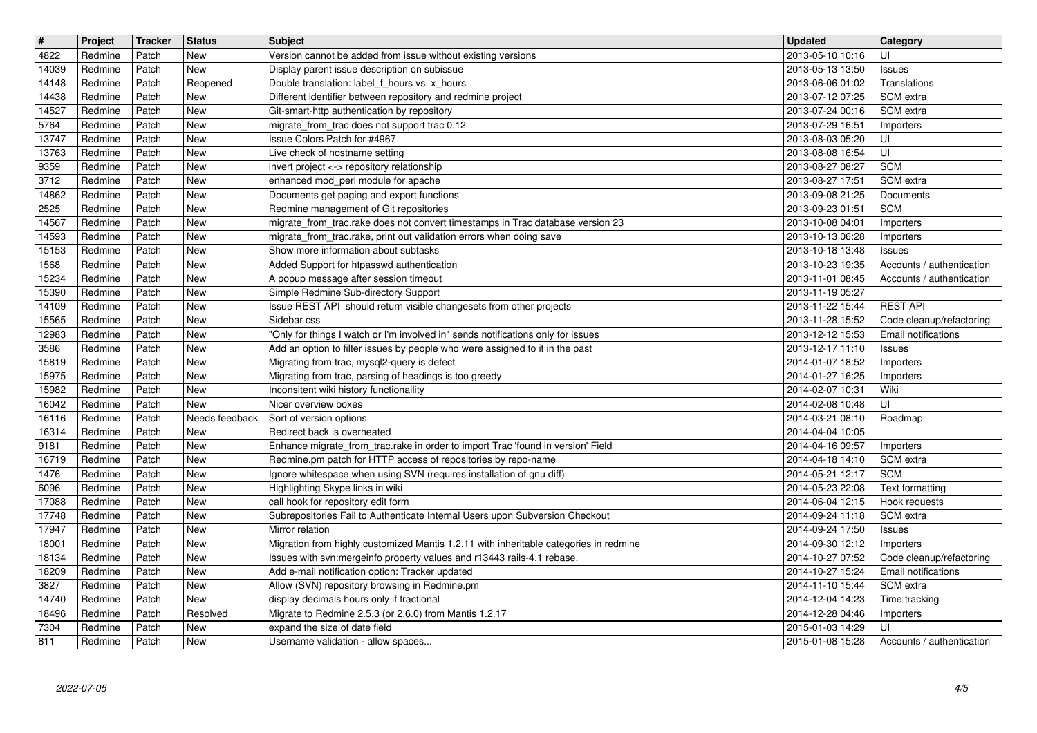| # | Project | Tracker | Status | Subject | Updated | Category |
|---|---|---|---|---|---|---|
| 4822 | Redmine | Patch | New | Version cannot be added from issue without existing versions | 2013-05-10 10:16 | UI |
| 14039 | Redmine | Patch | New | Display parent issue description on subissue | 2013-05-13 13:50 | Issues |
| 14148 | Redmine | Patch | Reopened | Double translation: label_f_hours vs. x_hours | 2013-06-06 01:02 | Translations |
| 14438 | Redmine | Patch | New | Different identifier between repository and redmine project | 2013-07-12 07:25 | SCM extra |
| 14527 | Redmine | Patch | New | Git-smart-http authentication by repository | 2013-07-24 00:16 | SCM extra |
| 5764 | Redmine | Patch | New | migrate_from_trac does not support trac 0.12 | 2013-07-29 16:51 | Importers |
| 13747 | Redmine | Patch | New | Issue Colors Patch for #4967 | 2013-08-03 05:20 | UI |
| 13763 | Redmine | Patch | New | Live check of hostname setting | 2013-08-08 16:54 | UI |
| 9359 | Redmine | Patch | New | invert project <-> repository relationship | 2013-08-27 08:27 | SCM |
| 3712 | Redmine | Patch | New | enhanced mod_perl module for apache | 2013-08-27 17:51 | SCM extra |
| 14862 | Redmine | Patch | New | Documents get paging and export functions | 2013-09-08 21:25 | Documents |
| 2525 | Redmine | Patch | New | Redmine management of Git repositories | 2013-09-23 01:51 | SCM |
| 14567 | Redmine | Patch | New | migrate_from_trac.rake does not convert timestamps in Trac database version 23 | 2013-10-08 04:01 | Importers |
| 14593 | Redmine | Patch | New | migrate_from_trac.rake, print out validation errors when doing save | 2013-10-13 06:28 | Importers |
| 15153 | Redmine | Patch | New | Show more information about subtasks | 2013-10-18 13:48 | Issues |
| 1568 | Redmine | Patch | New | Added Support for htpasswd authentication | 2013-10-23 19:35 | Accounts / authentication |
| 15234 | Redmine | Patch | New | A popup message after session timeout | 2013-11-01 08:45 | Accounts / authentication |
| 15390 | Redmine | Patch | New | Simple Redmine Sub-directory Support | 2013-11-19 05:27 | |
| 14109 | Redmine | Patch | New | Issue REST API should return visible changesets from other projects | 2013-11-22 15:44 | REST API |
| 15565 | Redmine | Patch | New | Sidebar css | 2013-11-28 15:52 | Code cleanup/refactoring |
| 12983 | Redmine | Patch | New | "Only for things I watch or I'm involved in" sends notifications only for issues | 2013-12-12 15:53 | Email notifications |
| 3586 | Redmine | Patch | New | Add an option to filter issues by people who were assigned to it in the past | 2013-12-17 11:10 | Issues |
| 15819 | Redmine | Patch | New | Migrating from trac, mysql2-query is defect | 2014-01-07 18:52 | Importers |
| 15975 | Redmine | Patch | New | Migrating from trac, parsing of headings is too greedy | 2014-01-27 16:25 | Importers |
| 15982 | Redmine | Patch | New | Inconsitent wiki history functionaility | 2014-02-07 10:31 | Wiki |
| 16042 | Redmine | Patch | New | Nicer overview boxes | 2014-02-08 10:48 | UI |
| 16116 | Redmine | Patch | Needs feedback | Sort of version options | 2014-03-21 08:10 | Roadmap |
| 16314 | Redmine | Patch | New | Redirect back is overheated | 2014-04-04 10:05 | |
| 9181 | Redmine | Patch | New | Enhance migrate_from_trac.rake in order to import Trac 'found in version' Field | 2014-04-16 09:57 | Importers |
| 16719 | Redmine | Patch | New | Redmine.pm patch for HTTP access of repositories by repo-name | 2014-04-18 14:10 | SCM extra |
| 1476 | Redmine | Patch | New | Ignore whitespace when using SVN (requires installation of gnu diff) | 2014-05-21 12:17 | SCM |
| 6096 | Redmine | Patch | New | Highlighting Skype links in wiki | 2014-05-23 22:08 | Text formatting |
| 17088 | Redmine | Patch | New | call hook for repository edit form | 2014-06-04 12:15 | Hook requests |
| 17748 | Redmine | Patch | New | Subrepositories Fail to Authenticate Internal Users upon Subversion Checkout | 2014-09-24 11:18 | SCM extra |
| 17947 | Redmine | Patch | New | Mirror relation | 2014-09-24 17:50 | Issues |
| 18001 | Redmine | Patch | New | Migration from highly customized Mantis 1.2.11 with inheritable categories in redmine | 2014-09-30 12:12 | Importers |
| 18134 | Redmine | Patch | New | Issues with svn:mergeinfo property values and r13443 rails-4.1 rebase. | 2014-10-27 07:52 | Code cleanup/refactoring |
| 18209 | Redmine | Patch | New | Add e-mail notification option: Tracker updated | 2014-10-27 15:24 | Email notifications |
| 3827 | Redmine | Patch | New | Allow (SVN) repository browsing in Redmine.pm | 2014-11-10 15:44 | SCM extra |
| 14740 | Redmine | Patch | New | display decimals hours only if fractional | 2014-12-04 14:23 | Time tracking |
| 18496 | Redmine | Patch | Resolved | Migrate to Redmine 2.5.3 (or 2.6.0) from Mantis 1.2.17 | 2014-12-28 04:46 | Importers |
| 7304 | Redmine | Patch | New | expand the size of date field | 2015-01-03 14:29 | UI |
| 811 | Redmine | Patch | New | Username validation - allow spaces... | 2015-01-08 15:28 | Accounts / authentication |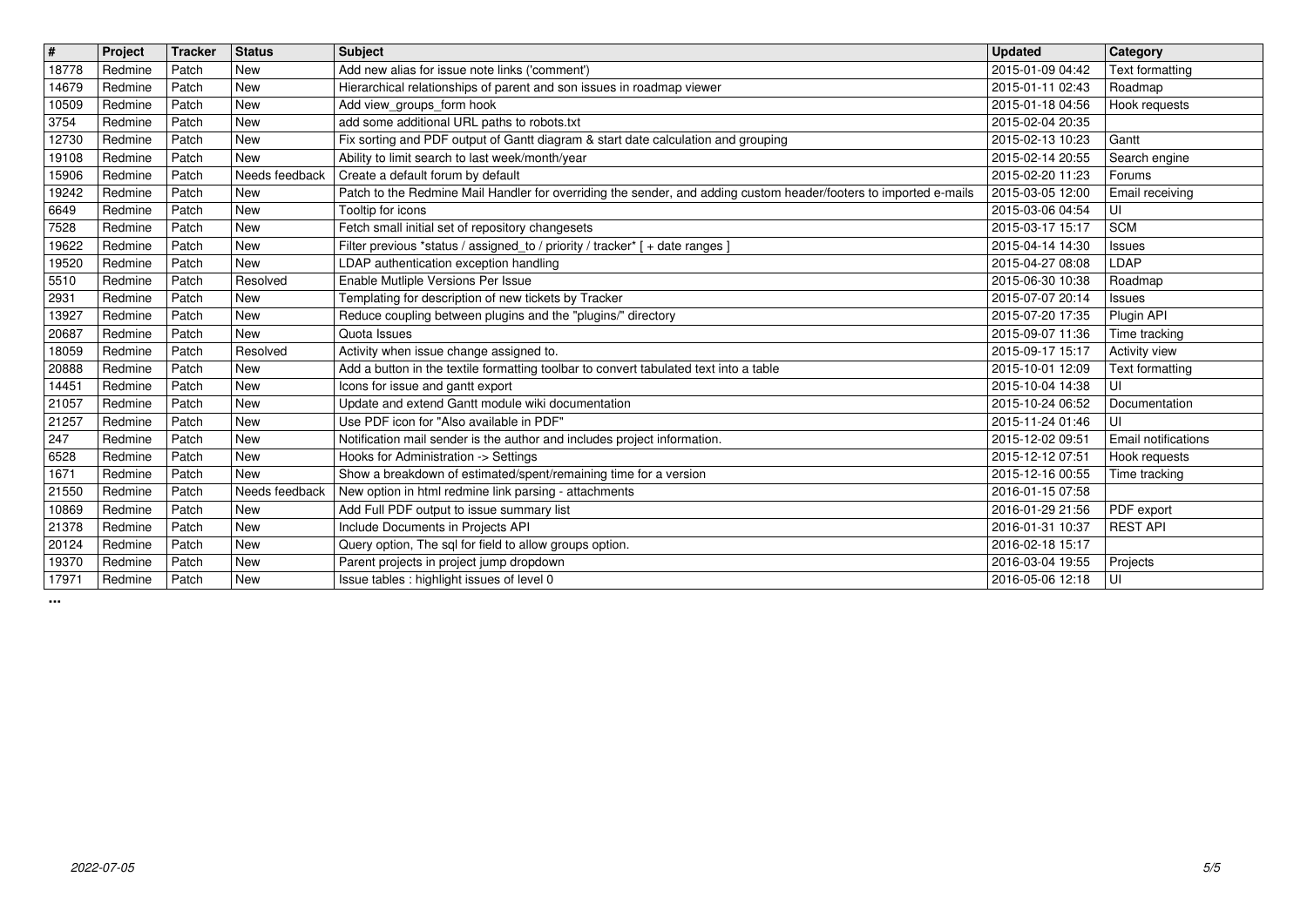| # | Project | Tracker | Status | Subject | Updated | Category |
|---|---|---|---|---|---|---|
| 18778 | Redmine | Patch | New | Add new alias for issue note links ('comment') | 2015-01-09 04:42 | Text formatting |
| 14679 | Redmine | Patch | New | Hierarchical relationships of parent and son issues in roadmap viewer | 2015-01-11 02:43 | Roadmap |
| 10509 | Redmine | Patch | New | Add view_groups_form hook | 2015-01-18 04:56 | Hook requests |
| 3754 | Redmine | Patch | New | add some additional URL paths to robots.txt | 2015-02-04 20:35 | |
| 12730 | Redmine | Patch | New | Fix sorting and PDF output of Gantt diagram & start date calculation and grouping | 2015-02-13 10:23 | Gantt |
| 19108 | Redmine | Patch | New | Ability to limit search to last week/month/year | 2015-02-14 20:55 | Search engine |
| 15906 | Redmine | Patch | Needs feedback | Create a default forum by default | 2015-02-20 11:23 | Forums |
| 19242 | Redmine | Patch | New | Patch to the Redmine Mail Handler for overriding the sender, and adding custom header/footers to imported e-mails | 2015-03-05 12:00 | Email receiving |
| 6649 | Redmine | Patch | New | Tooltip for icons | 2015-03-06 04:54 | UI |
| 7528 | Redmine | Patch | New | Fetch small initial set of repository changesets | 2015-03-17 15:17 | SCM |
| 19622 | Redmine | Patch | New | Filter previous *status / assigned_to / priority / tracker* [ + date ranges ] | 2015-04-14 14:30 | Issues |
| 19520 | Redmine | Patch | New | LDAP authentication exception handling | 2015-04-27 08:08 | LDAP |
| 5510 | Redmine | Patch | Resolved | Enable Mutliple Versions Per Issue | 2015-06-30 10:38 | Roadmap |
| 2931 | Redmine | Patch | New | Templating for description of new tickets by Tracker | 2015-07-07 20:14 | Issues |
| 13927 | Redmine | Patch | New | Reduce coupling between plugins and the "plugins/" directory | 2015-07-20 17:35 | Plugin API |
| 20687 | Redmine | Patch | New | Quota Issues | 2015-09-07 11:36 | Time tracking |
| 18059 | Redmine | Patch | Resolved | Activity when issue change assigned to. | 2015-09-17 15:17 | Activity view |
| 20888 | Redmine | Patch | New | Add a button in the textile formatting toolbar to convert tabulated text into a table | 2015-10-01 12:09 | Text formatting |
| 14451 | Redmine | Patch | New | Icons for issue and gantt export | 2015-10-04 14:38 | UI |
| 21057 | Redmine | Patch | New | Update and extend Gantt module wiki documentation | 2015-10-24 06:52 | Documentation |
| 21257 | Redmine | Patch | New | Use PDF icon for "Also available in PDF" | 2015-11-24 01:46 | UI |
| 247 | Redmine | Patch | New | Notification mail sender is the author and includes project information. | 2015-12-02 09:51 | Email notifications |
| 6528 | Redmine | Patch | New | Hooks for Administration -> Settings | 2015-12-12 07:51 | Hook requests |
| 1671 | Redmine | Patch | New | Show a breakdown of estimated/spent/remaining time for a version | 2015-12-16 00:55 | Time tracking |
| 21550 | Redmine | Patch | Needs feedback | New option in html redmine link parsing - attachments | 2016-01-15 07:58 | |
| 10869 | Redmine | Patch | New | Add Full PDF output to issue summary list | 2016-01-29 21:56 | PDF export |
| 21378 | Redmine | Patch | New | Include Documents in Projects API | 2016-01-31 10:37 | REST API |
| 20124 | Redmine | Patch | New | Query option, The sql for field to allow groups option. | 2016-02-18 15:17 | |
| 19370 | Redmine | Patch | New | Parent projects in project jump dropdown | 2016-03-04 19:55 | Projects |
| 17971 | Redmine | Patch | New | Issue tables : highlight issues of level 0 | 2016-05-06 12:18 | UI |

...